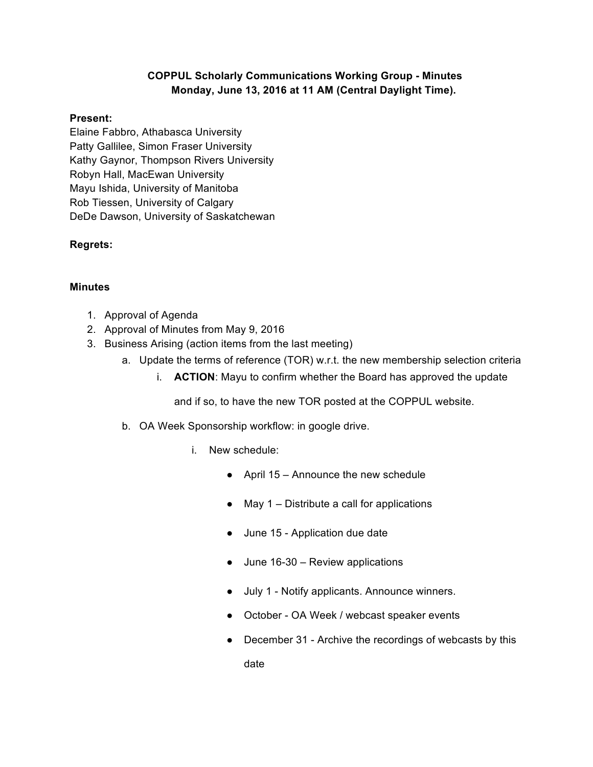**COPPUL Scholarly Communications Working Group - Minutes**
**Monday, June 13, 2016 at 11 AM (Central Daylight Time).**

**Present:**
Elaine Fabbro, Athabasca University
Patty Gallilee, Simon Fraser University
Kathy Gaynor, Thompson Rivers University
Robyn Hall, MacEwan University
Mayu Ishida, University of Manitoba
Rob Tiessen, University of Calgary
DeDe Dawson, University of Saskatchewan

**Regrets:**

**Minutes**

1. Approval of Agenda
2. Approval of Minutes from May 9, 2016
3. Business Arising (action items from the last meeting)
    a. Update the terms of reference (TOR) w.r.t. the new membership selection criteria
        i. **ACTION**: Mayu to confirm whether the Board has approved the update and if so, to have the new TOR posted at the COPPUL website.
    b. OA Week Sponsorship workflow: in google drive.
        i. New schedule:
            - April 15 – Announce the new schedule
            - May 1 – Distribute a call for applications
            - June 15 - Application due date
            - June 16-30 – Review applications
            - July 1 - Notify applicants. Announce winners.
            - October - OA Week / webcast speaker events
            - December 31 - Archive the recordings of webcasts by this date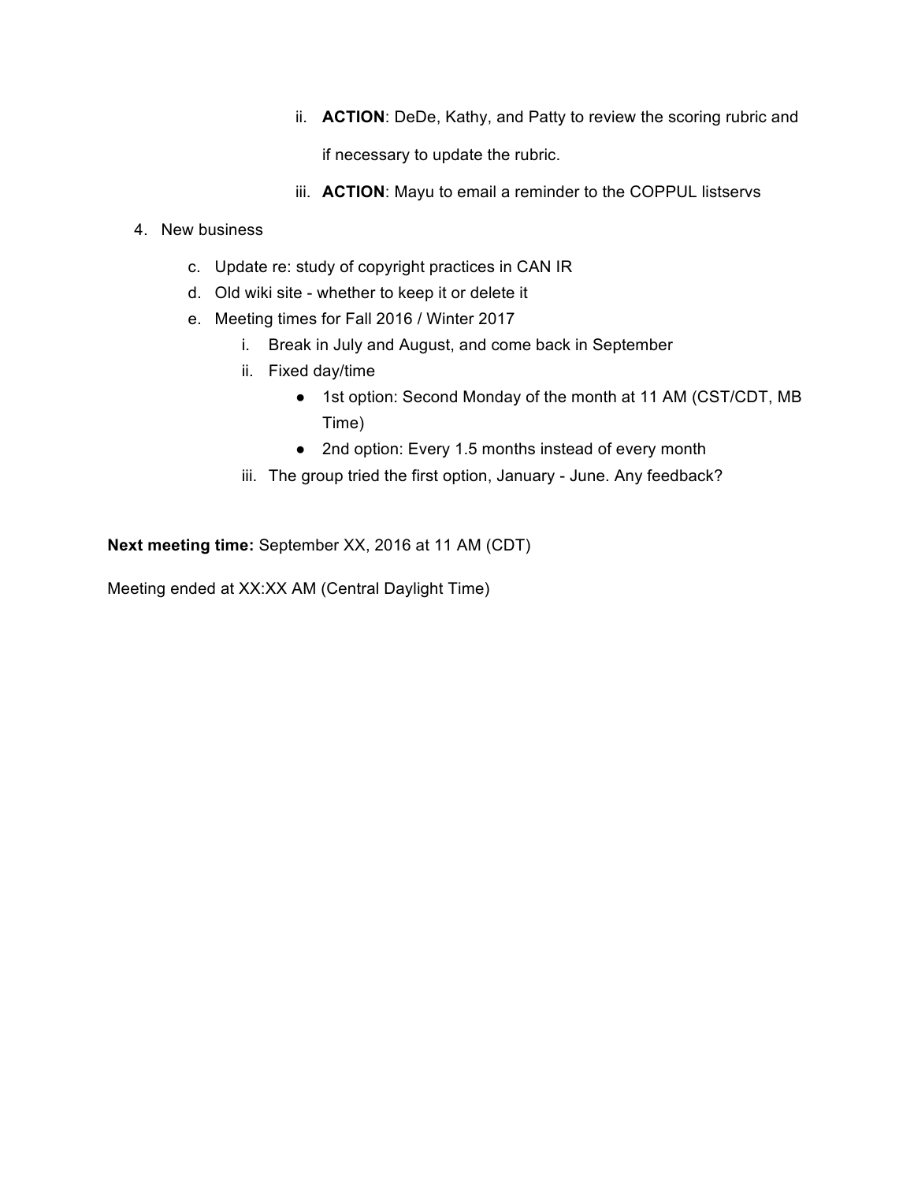ii. **ACTION**: DeDe, Kathy, and Patty to review the scoring rubric and if necessary to update the rubric.
   iii. **ACTION**: Mayu to email a reminder to the COPPUL listservs

4. New business
   c. Update re: study of copyright practices in CAN IR
   d. Old wiki site - whether to keep it or delete it
   e. Meeting times for Fall 2016 / Winter 2017
      i. Break in July and August, and come back in September
      ii. Fixed day/time
         - 1st option: Second Monday of the month at 11 AM (CST/CDT, MB Time)
         - 2nd option: Every 1.5 months instead of every month
      iii. The group tried the first option, January - June. Any feedback?

**Next meeting time:** September XX, 2016 at 11 AM (CDT)

Meeting ended at XX:XX AM (Central Daylight Time)